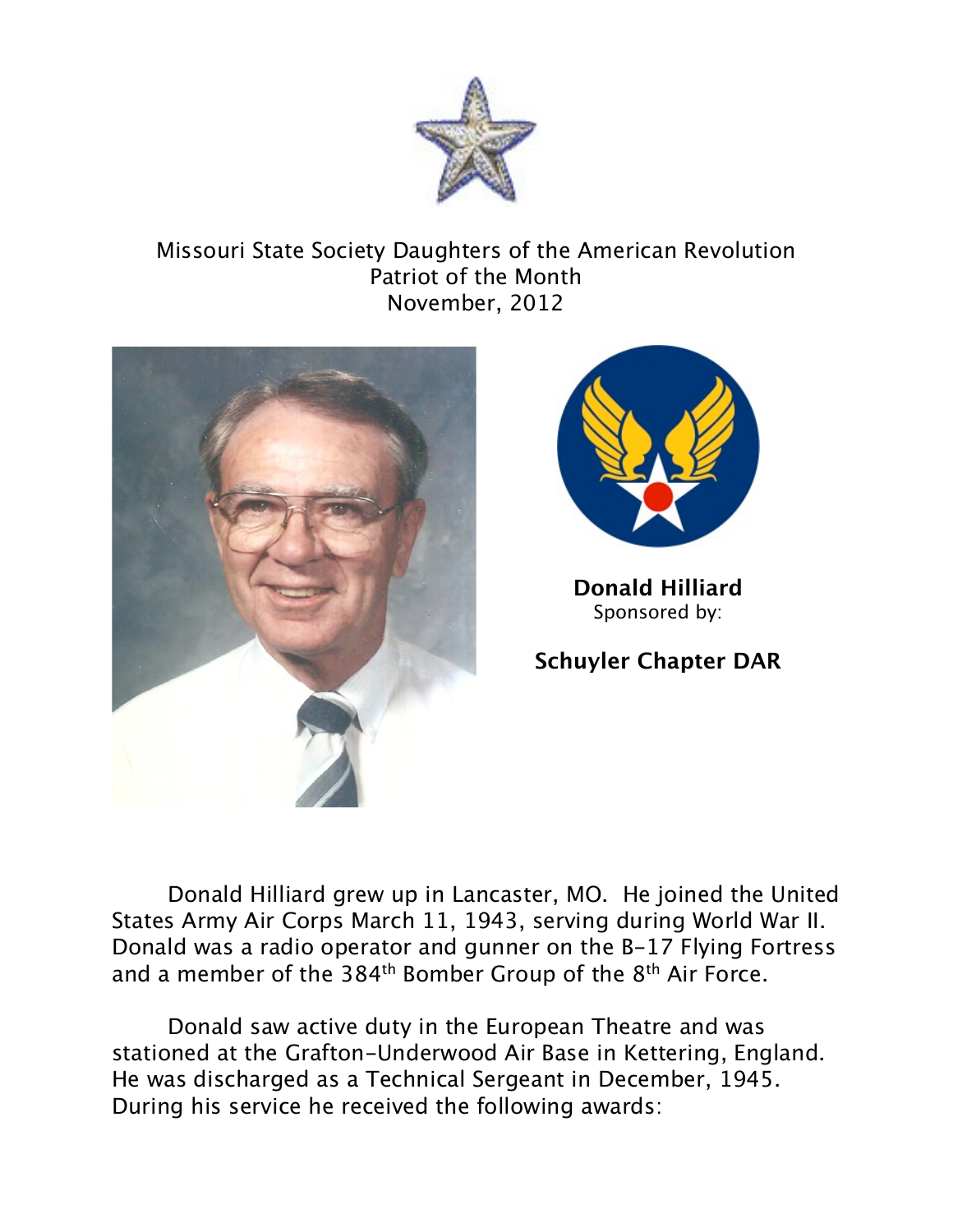Missouri State Society Daughters of the American Revolution
Patriot of the Month
November, 2012

**Donald Hilliard**
Sponsored by:

**Schuyler Chapter DAR**

Donald Hilliard grew up in Lancaster, MO. He joined the United States Army Air Corps March 11, 1943, serving during World War II. Donald was a radio operator and gunner on the B-17 Flying Fortress and a member of the 384th Bomber Group of the 8th Air Force.

Donald saw active duty in the European Theatre and was stationed at the Grafton-Underwood Air Base in Kettering, England. He was discharged as a Technical Sergeant in December, 1945. During his service he received the following awards: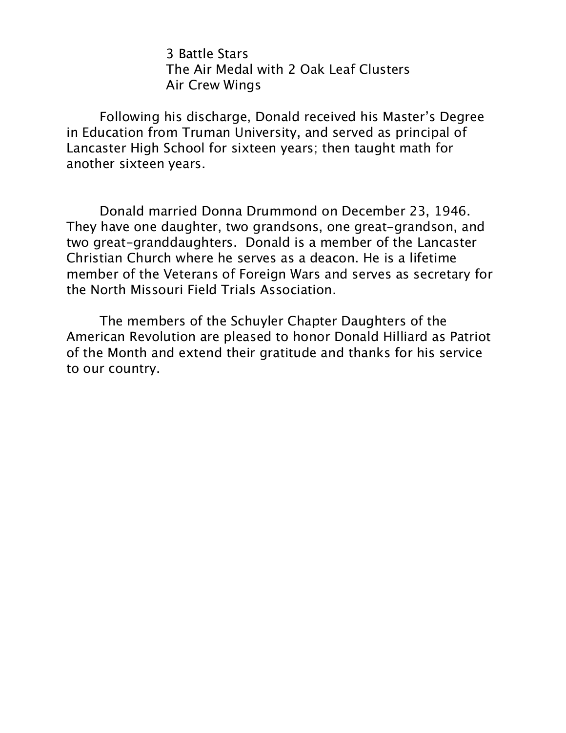3 Battle Stars
The Air Medal with 2 Oak Leaf Clusters
Air Crew Wings

Following his discharge, Donald received his Master's Degree in Education from Truman University, and served as principal of Lancaster High School for sixteen years; then taught math for another sixteen years.

Donald married Donna Drummond on December 23, 1946. They have one daughter, two grandsons, one great-grandson, and two great-granddaughters. Donald is a member of the Lancaster Christian Church where he serves as a deacon. He is a lifetime member of the Veterans of Foreign Wars and serves as secretary for the North Missouri Field Trials Association.

The members of the Schuyler Chapter Daughters of the American Revolution are pleased to honor Donald Hilliard as Patriot of the Month and extend their gratitude and thanks for his service to our country.